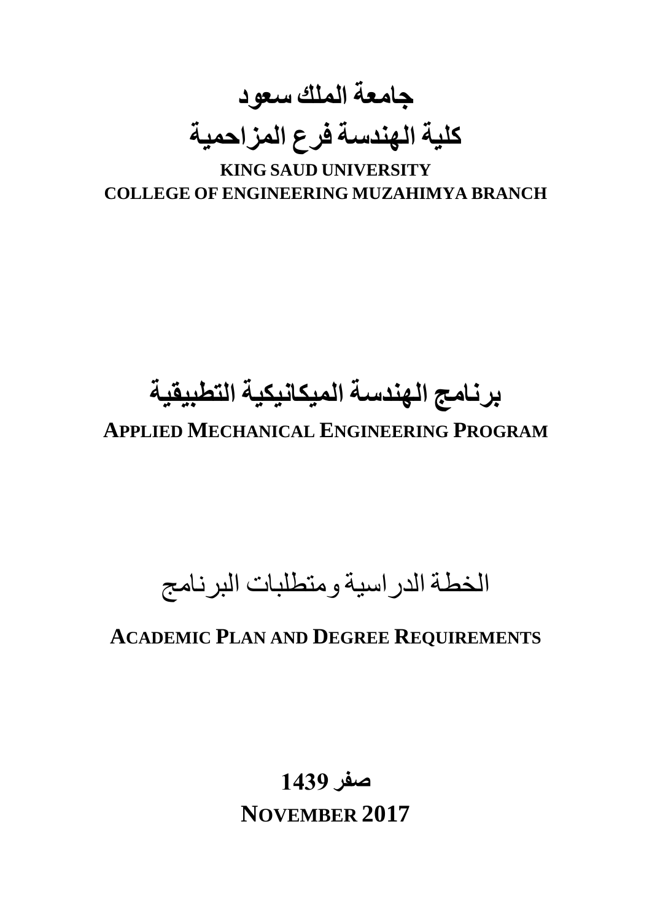# جامعة الملك سعود

# كلية الهندسة فرع المزاحمية

**KING SAUD UNIVERSITY**

**COLLEGE OF ENGINEERING MUZAHIMYA BRANCH**

# برنامج الهندسة الميكانيكية التطبيقية

## APPLIED MECHANICAL ENGINEERING PROGRAM

# الخطة الدراسية ومتطلبات البرنامج

## ACADEMIC PLAN AND DEGREE REQUIREMENTS

**صفر 1439**

**NOVEMBER 2017**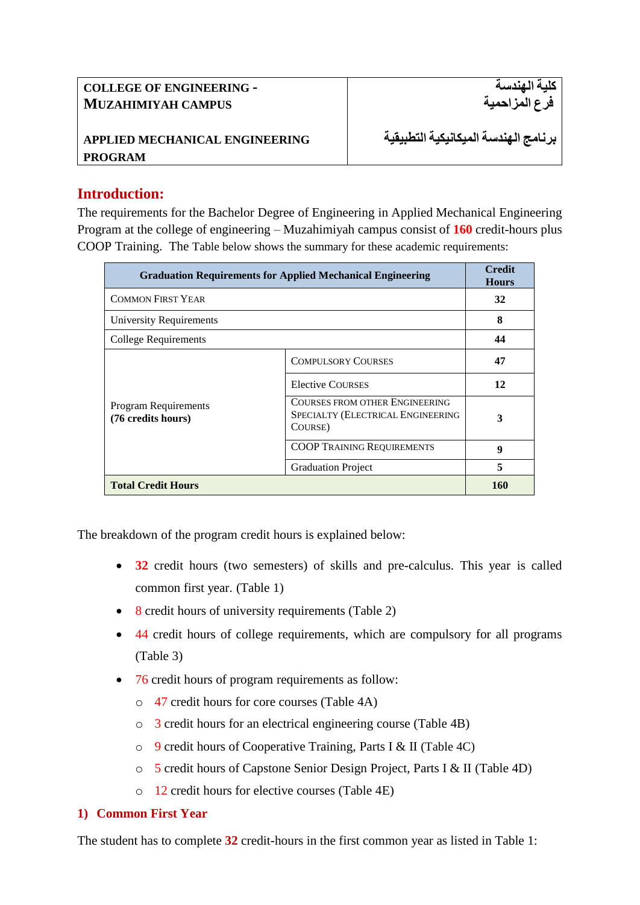| COLLEGE OF ENGINEERING - MUZAHIMIYAH CAMPUS | كلية الهندسة فرع المزاحمية |
|---|---|
| APPLIED MECHANICAL ENGINEERING PROGRAM | برنامج الهندسة الميكانيكية التطبيقية |

## Introduction:

The requirements for the Bachelor Degree of Engineering in Applied Mechanical Engineering Program at the college of engineering – Muzahimiyah campus consist of **160** credit-hours plus COOP Training. The Table below shows the summary for these academic requirements:

| Graduation Requirements for Applied Mechanical Engineering | | Credit Hours |
|---|---|---|
| Common First Year | | 32 |
| University Requirements | | 8 |
| College Requirements | | 44 |
| Program Requirements **(76 credits hours)** | Compulsory Courses | 47 |
| | Elective Courses | 12 |
| | Courses from other Engineering Specialty (Electrical Engineering Course) | 3 |
| | COOP Training Requirements | 9 |
| | Graduation Project | 5 |
| **Total Credit Hours** | | **160** |

The breakdown of the program credit hours is explained below:

- **32** credit hours (two semesters) of skills and pre-calculus. This year is called common first year. (Table 1)
- 8 credit hours of university requirements (Table 2)
- 44 credit hours of college requirements, which are compulsory for all programs (Table 3)
- 76 credit hours of program requirements as follow:
  - 47 credit hours for core courses (Table 4A)
  - 3 credit hours for an electrical engineering course (Table 4B)
  - 9 credit hours of Cooperative Training, Parts I & II (Table 4C)
  - 5 credit hours of Capstone Senior Design Project, Parts I & II (Table 4D)
  - 12 credit hours for elective courses (Table 4E)

### 1) Common First Year

The student has to complete **32** credit-hours in the first common year as listed in Table 1: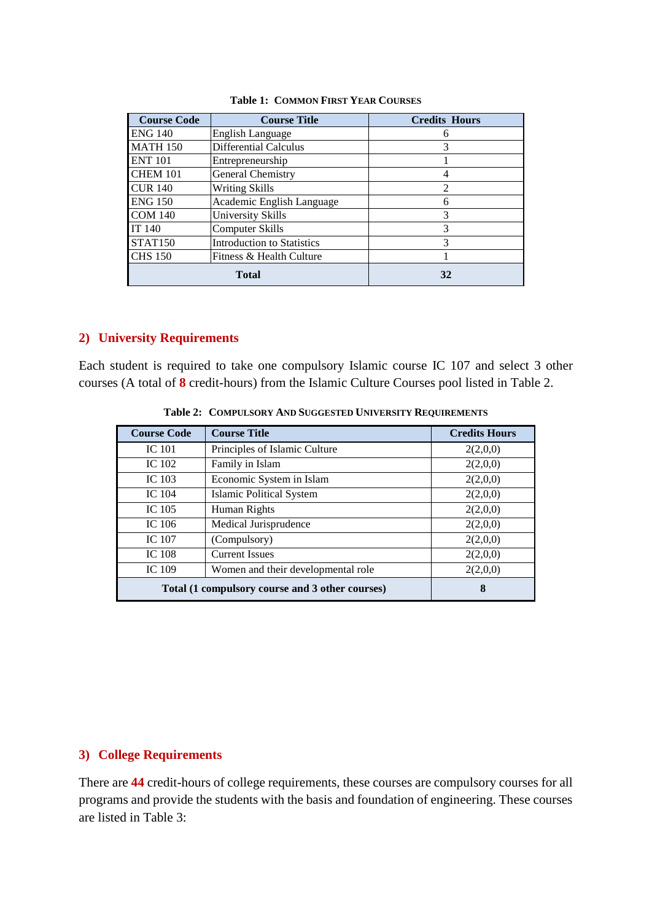**Table 1: COMMON FIRST YEAR COURSES**

| Course Code | Course Title | Credits Hours |
|---|---|---|
| ENG 140 | English Language | 6 |
| MATH 150 | Differential Calculus | 3 |
| ENT 101 | Entrepreneurship | 1 |
| CHEM 101 | General Chemistry | 4 |
| CUR 140 | Writing Skills | 2 |
| ENG 150 | Academic English Language | 6 |
| COM 140 | University Skills | 3 |
| IT 140 | Computer Skills | 3 |
| STAT150 | Introduction to Statistics | 3 |
| CHS 150 | Fitness & Health Culture | 1 |
| **Total** | | **32** |

## 2) University Requirements

Each student is required to take one compulsory Islamic course IC 107 and select 3 other courses (A total of **8** credit-hours) from the Islamic Culture Courses pool listed in Table 2.

**Table 2: COMPULSORY AND SUGGESTED UNIVERSITY REQUIREMENTS**

| Course Code | Course Title | Credits Hours |
|---|---|---|
| IC 101 | Principles of Islamic Culture | 2(2,0,0) |
| IC 102 | Family in Islam | 2(2,0,0) |
| IC 103 | Economic System in Islam | 2(2,0,0) |
| IC 104 | Islamic Political System | 2(2,0,0) |
| IC 105 | Human Rights | 2(2,0,0) |
| IC 106 | Medical Jurisprudence | 2(2,0,0) |
| IC 107 | (Compulsory) | 2(2,0,0) |
| IC 108 | Current Issues | 2(2,0,0) |
| IC 109 | Women and their developmental role | 2(2,0,0) |
| **Total (1 compulsory course and 3 other courses)** | | **8** |

## 3) College Requirements

There are **44** credit-hours of college requirements, these courses are compulsory courses for all programs and provide the students with the basis and foundation of engineering. These courses are listed in Table 3: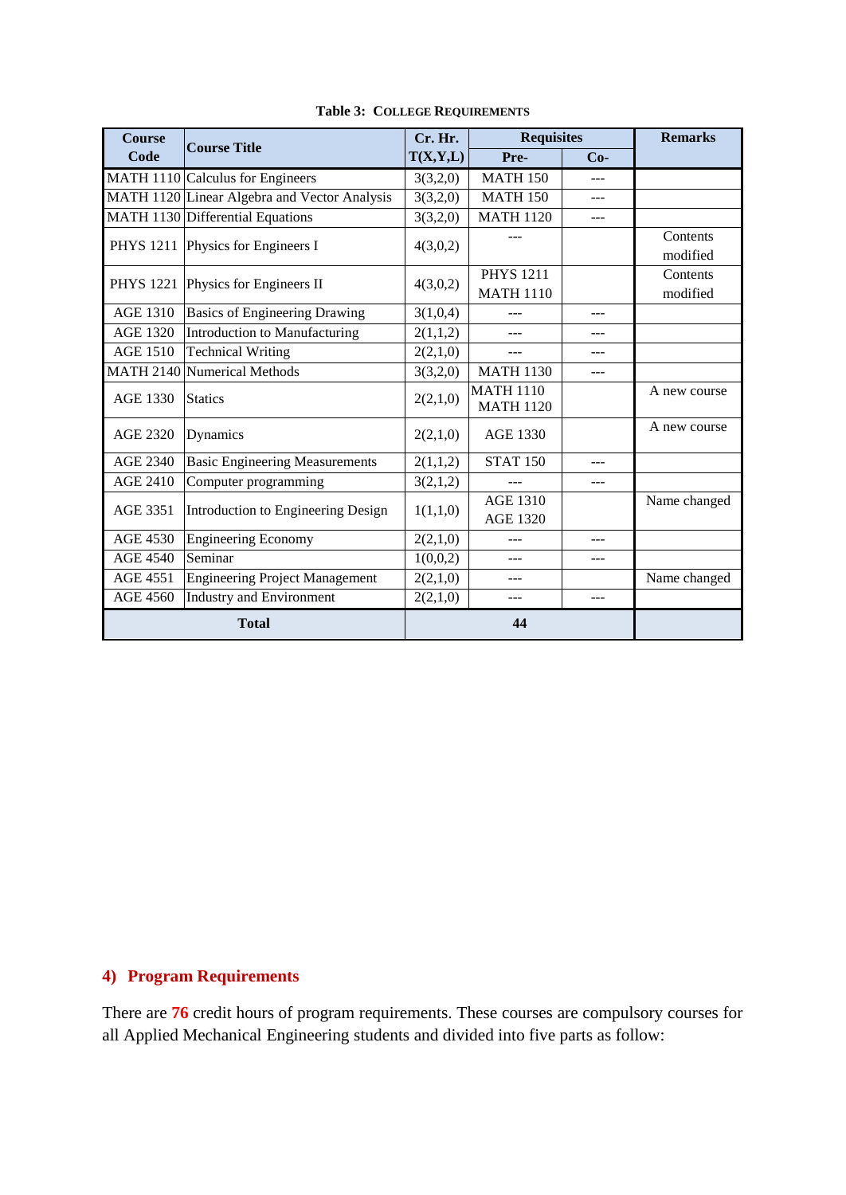**Table 3: COLLEGE REQUIREMENTS**

| Course Code | Course Title | Cr. Hr. T(X,Y,L) | Requisites | | Remarks |
|---|---|---|---|---|---|
| | | | Pre- | Co- | |
| MATH 1110 | Calculus for Engineers | 3(3,2,0) | MATH 150 | --- | |
| MATH 1120 | Linear Algebra and Vector Analysis | 3(3,2,0) | MATH 150 | --- | |
| MATH 1130 | Differential Equations | 3(3,2,0) | MATH 1120 | --- | |
| PHYS 1211 | Physics for Engineers I | 4(3,0,2) | --- | | Contents modified |
| PHYS 1221 | Physics for Engineers II | 4(3,0,2) | PHYS 1211 MATH 1110 | | Contents modified |
| AGE 1310 | Basics of Engineering Drawing | 3(1,0,4) | --- | --- | |
| AGE 1320 | Introduction to Manufacturing | 2(1,1,2) | --- | --- | |
| AGE 1510 | Technical Writing | 2(2,1,0) | --- | --- | |
| MATH 2140 | Numerical Methods | 3(3,2,0) | MATH 1130 | --- | |
| AGE 1330 | Statics | 2(2,1,0) | MATH 1110 MATH 1120 | | A new course |
| AGE 2320 | Dynamics | 2(2,1,0) | AGE 1330 | | A new course |
| AGE 2340 | Basic Engineering Measurements | 2(1,1,2) | STAT 150 | --- | |
| AGE 2410 | Computer programming | 3(2,1,2) | --- | --- | |
| AGE 3351 | Introduction to Engineering Design | 1(1,1,0) | AGE 1310 AGE 1320 | | Name changed |
| AGE 4530 | Engineering Economy | 2(2,1,0) | --- | --- | |
| AGE 4540 | Seminar | 1(0,0,2) | --- | --- | |
| AGE 4551 | Engineering Project Management | 2(2,1,0) | --- | | Name changed |
| AGE 4560 | Industry and Environment | 2(2,1,0) | --- | --- | |
| **Total** | | **44** | | | |

## 4) Program Requirements

There are **76** credit hours of program requirements. These courses are compulsory courses for all Applied Mechanical Engineering students and divided into five parts as follow: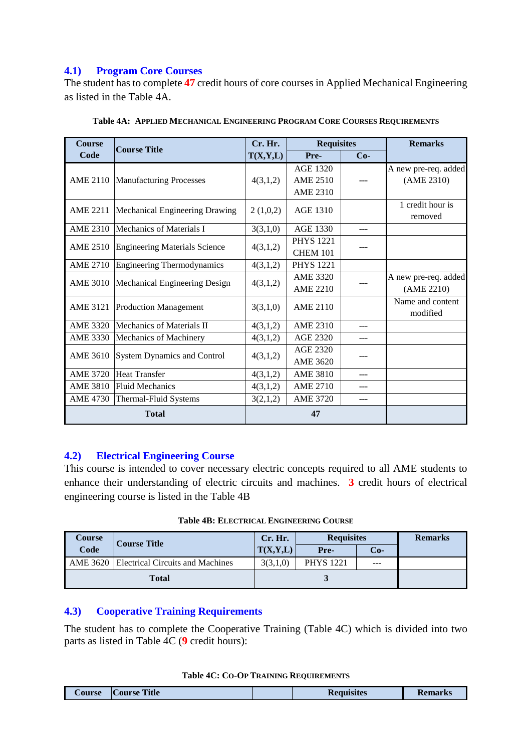### 4.1) Program Core Courses

The student has to complete **47** credit hours of core courses in Applied Mechanical Engineering as listed in the Table 4A.

**Table 4A: APPLIED MECHANICAL ENGINEERING PROGRAM CORE COURSES REQUIREMENTS**

| Course Code | Course Title | Cr. Hr. T(X,Y,L) | Requisites | | Remarks |
|---|---|---|---|---|---|
| | | | Pre- | Co- | |
| AME 2110 | Manufacturing Processes | 4(3,1,2) | AGE 1320 AME 2510 AME 2310 | --- | A new pre-req. added (AME 2310) |
| AME 2211 | Mechanical Engineering Drawing | 2 (1,0,2) | AGE 1310 | | 1 credit hour is removed |
| AME 2310 | Mechanics of Materials I | 3(3,1,0) | AGE 1330 | --- | |
| AME 2510 | Engineering Materials Science | 4(3,1,2) | PHYS 1221 CHEM 101 | --- | |
| AME 2710 | Engineering Thermodynamics | 4(3,1,2) | PHYS 1221 | | |
| AME 3010 | Mechanical Engineering Design | 4(3,1,2) | AME 3320 AME 2210 | --- | A new pre-req. added (AME 2210) |
| AME 3121 | Production Management | 3(3,1,0) | AME 2110 | | Name and content modified |
| AME 3320 | Mechanics of Materials II | 4(3,1,2) | AME 2310 | --- | |
| AME 3330 | Mechanics of Machinery | 4(3,1,2) | AGE 2320 | --- | |
| AME 3610 | System Dynamics and Control | 4(3,1,2) | AGE 2320 AME 3620 | --- | |
| AME 3720 | Heat Transfer | 4(3,1,2) | AME 3810 | --- | |
| AME 3810 | Fluid Mechanics | 4(3,1,2) | AME 2710 | --- | |
| AME 4730 | Thermal-Fluid Systems | 3(2,1,2) | AME 3720 | --- | |
| **Total** | | **47** | | | |

### 4.2) Electrical Engineering Course

This course is intended to cover necessary electric concepts required to all AME students to enhance their understanding of electric circuits and machines. **3** credit hours of electrical engineering course is listed in the Table 4B

**Table 4B: ELECTRICAL ENGINEERING COURSE**

| Course Code | Course Title | Cr. Hr. T(X,Y,L) | Requisites | | Remarks |
|---|---|---|---|---|---|
| | | | Pre- | Co- | |
| AME 3620 | Electrical Circuits and Machines | 3(3,1,0) | PHYS 1221 | --- | |
| **Total** | | **3** | | | |

### 4.3) Cooperative Training Requirements

The student has to complete the Cooperative Training (Table 4C) which is divided into two parts as listed in Table 4C (**9** credit hours):

**Table 4C: CO-OP TRAINING REQUIREMENTS**

| Course | Course Title | | Requisites | Remarks |
|---|---|---|---|---|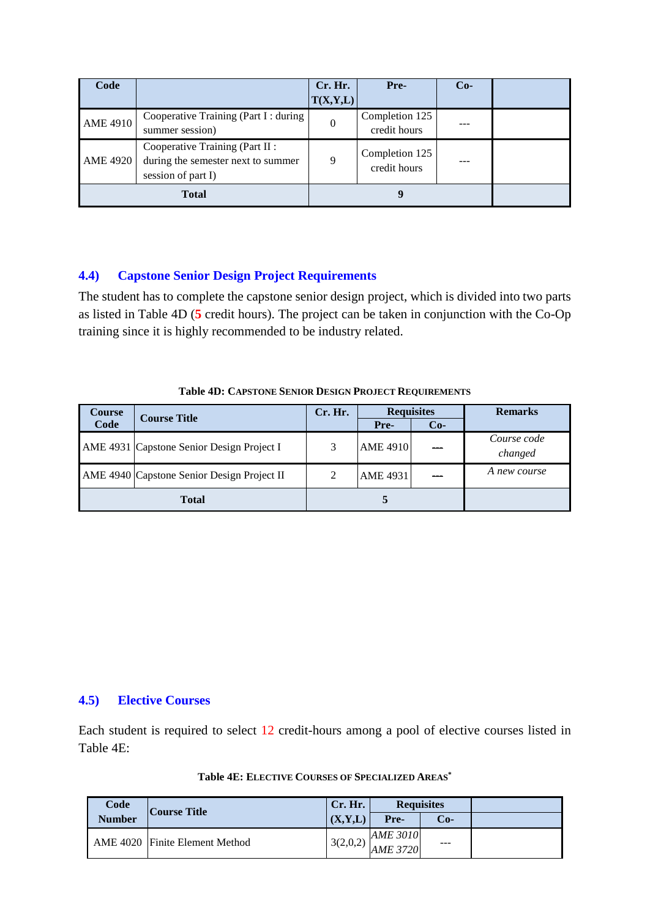| Code | | Cr. Hr. T(X,Y,L) | Pre- | Co- | |
|---|---|---|---|---|---|
| AME 4910 | Cooperative Training (Part I : during summer session) | 0 | Completion 125 credit hours | --- | |
| AME 4920 | Cooperative Training (Part II : during the semester next to summer session of part I) | 9 | Completion 125 credit hours | --- | |
| **Total** | | **9** | | | |

## 4.4) Capstone Senior Design Project Requirements

The student has to complete the capstone senior design project, which is divided into two parts as listed in Table 4D (**5** credit hours). The project can be taken in conjunction with the Co-Op training since it is highly recommended to be industry related.

**Table 4D: CAPSTONE SENIOR DESIGN PROJECT REQUIREMENTS**

| Course Code | Course Title | Cr. Hr. | Requisites | | Remarks |
|---|---|---|---|---|---|
| | | | Pre- | Co- | |
| AME 4931 | Capstone Senior Design Project I | 3 | AME 4910 | --- | *Course code changed* |
| AME 4940 | Capstone Senior Design Project II | 2 | AME 4931 | --- | *A new course* |
| **Total** | | **5** | | | |

## 4.5) Elective Courses

Each student is required to select 12 credit-hours among a pool of elective courses listed in Table 4E:

**Table 4E: ELECTIVE COURSES OF SPECIALIZED AREAS***

| Code Number | Course Title | Cr. Hr. (X,Y,L) | Requisites | | |
|---|---|---|---|---|---|
| | | | Pre- | Co- | |
| AME 4020 | Finite Element Method | 3(2,0,2) | *AME 3010* *AME 3720* | --- | |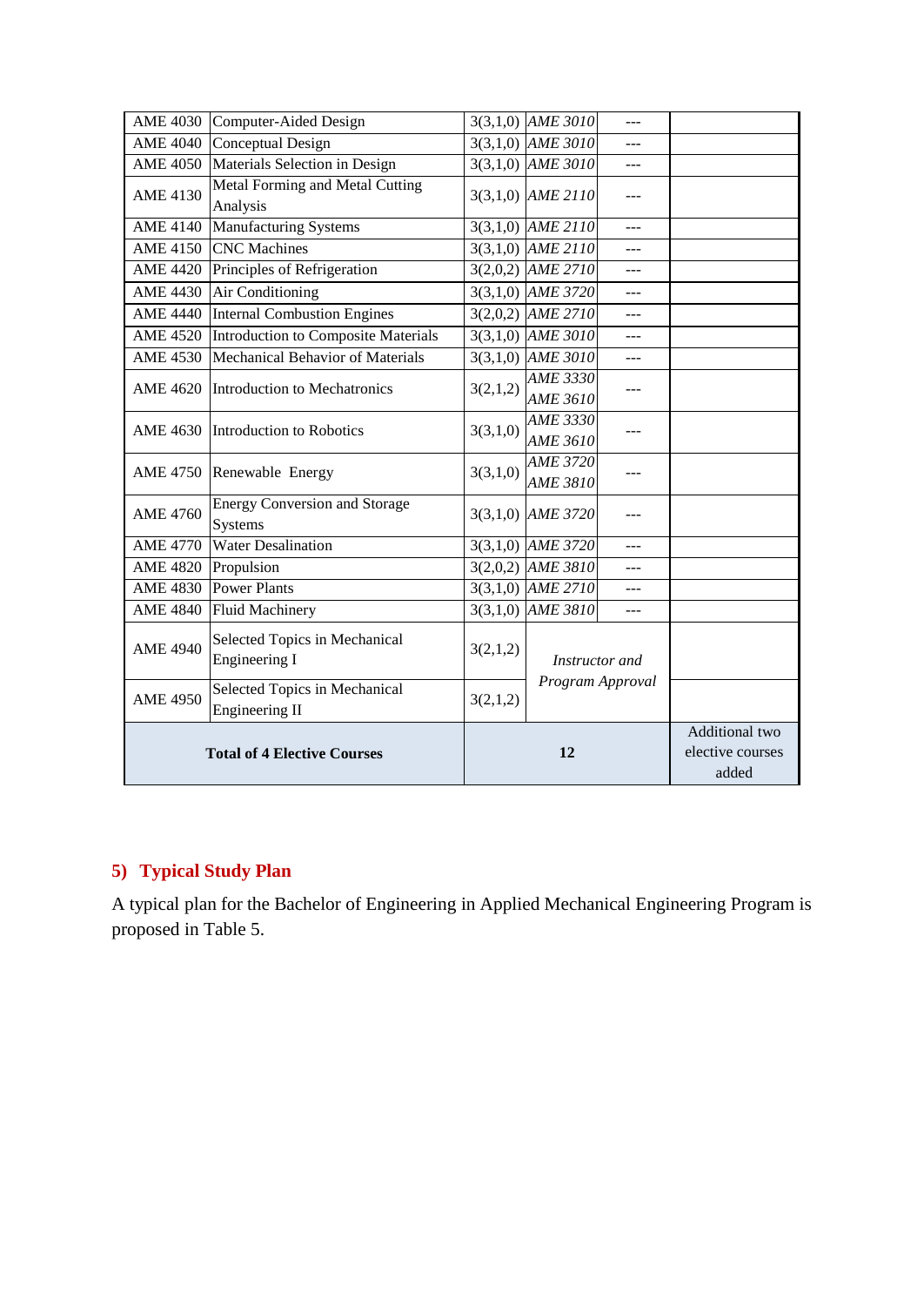| | | | | | |
|---|---|---|---|---|---|
| AME 4030 | Computer-Aided Design | 3(3,1,0) | *AME 3010* | --- | |
| AME 4040 | Conceptual Design | 3(3,1,0) | *AME 3010* | --- | |
| AME 4050 | Materials Selection in Design | 3(3,1,0) | *AME 3010* | --- | |
| AME 4130 | Metal Forming and Metal Cutting Analysis | 3(3,1,0) | *AME 2110* | --- | |
| AME 4140 | Manufacturing Systems | 3(3,1,0) | *AME 2110* | --- | |
| AME 4150 | CNC Machines | 3(3,1,0) | *AME 2110* | --- | |
| AME 4420 | Principles of Refrigeration | 3(2,0,2) | *AME 2710* | --- | |
| AME 4430 | Air Conditioning | 3(3,1,0) | *AME 3720* | --- | |
| AME 4440 | Internal Combustion Engines | 3(2,0,2) | *AME 2710* | --- | |
| AME 4520 | Introduction to Composite Materials | 3(3,1,0) | *AME 3010* | --- | |
| AME 4530 | Mechanical Behavior of Materials | 3(3,1,0) | *AME 3010* | --- | |
| AME 4620 | Introduction to Mechatronics | 3(2,1,2) | *AME 3330* *AME 3610* | --- | |
| AME 4630 | Introduction to Robotics | 3(3,1,0) | *AME 3330* *AME 3610* | --- | |
| AME 4750 | Renewable Energy | 3(3,1,0) | *AME 3720* *AME 3810* | --- | |
| AME 4760 | Energy Conversion and Storage Systems | 3(3,1,0) | *AME 3720* | --- | |
| AME 4770 | Water Desalination | 3(3,1,0) | *AME 3720* | --- | |
| AME 4820 | Propulsion | 3(2,0,2) | *AME 3810* | --- | |
| AME 4830 | Power Plants | 3(3,1,0) | *AME 2710* | --- | |
| AME 4840 | Fluid Machinery | 3(3,1,0) | *AME 3810* | --- | |
| AME 4940 | Selected Topics in Mechanical Engineering I | 3(2,1,2) | *Instructor and Program Approval* | | |
| AME 4950 | Selected Topics in Mechanical Engineering II | 3(2,1,2) | | | |
| **Total of 4 Elective Courses** | | **12** | | | Additional two elective courses added |

## 5) Typical Study Plan

A typical plan for the Bachelor of Engineering in Applied Mechanical Engineering Program is proposed in Table 5.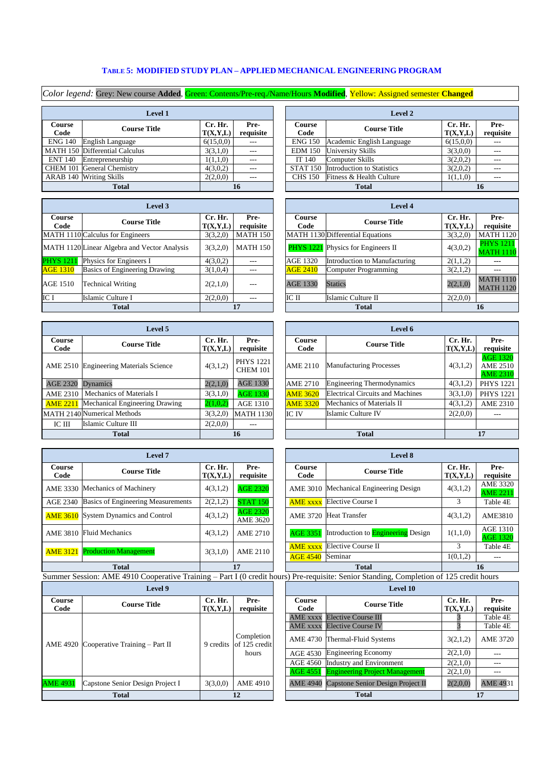### TABLE 5: MODIFIED STUDY PLAN – APPLIED MECHANICAL ENGINEERING PROGRAM

*Color legend:* Grey: New course **Added**, Green: Contents/Pre-req./Name/Hours **Modified**, Yellow: Assigned semester **Changed**

| Level 1 | | | |
|---|---|---|---|
| **Course Code** | **Course Title** | **Cr. Hr. T(X,Y,L)** | **Pre-requisite** |
| ENG 140 | English Language | 6(15,0,0) | --- |
| MATH 150 | Differential Calculus | 3(3,1,0) | --- |
| ENT 140 | Entrepreneurship | 1(1,1,0) | --- |
| CHEM 101 | General Chemistry | 4(3,0,2) | --- |
| ARAB 140 | Writing Skills | 2(2,0,0) | --- |
| **Total** | | **16** | |

| Level 2 | | | |
|---|---|---|---|
| **Course Code** | **Course Title** | **Cr. Hr. T(X,Y,L)** | **Pre-requisite** |
| ENG 150 | Academic English Language | 6(15,0,0) | --- |
| EDM 150 | University Skills | 3(3,0,0) | --- |
| IT 140 | Computer Skills | 3(2,0,2) | --- |
| STAT 150 | Introduction to Statistics | 3(2,0,2) | --- |
| CHS 150 | Fitness & Health Culture | 1(1,1,0) | --- |
| **Total** | | **16** | |

| Level 3 | | | |
|---|---|---|---|
| **Course Code** | **Course Title** | **Cr. Hr. T(X,Y,L)** | **Pre-requisite** |
| MATH 1110 | Calculus for Engineers | 3(3,2,0) | MATH 150 |
| MATH 1120 | Linear Algebra and Vector Analysis | 3(3,2,0) | MATH 150 |
| PHYS 1211 | Physics for Engineers I | 4(3,0,2) | --- |
| AGE 1310 | Basics of Engineering Drawing | 3(1,0,4) | --- |
| AGE 1510 | Technical Writing | 2(2,1,0) | --- |
| IC I | Islamic Culture I | 2(2,0,0) | --- |
| **Total** | | **17** | |

| Level 4 | | | |
|---|---|---|---|
| **Course Code** | **Course Title** | **Cr. Hr. T(X,Y,L)** | **Pre-requisite** |
| MATH 1130 | Differential Equations | 3(3,2,0) | MATH 1120 |
| PHYS 1221 | Physics for Engineers II | 4(3,0,2) | PHYS 1211, MATH 1110 |
| AGE 1320 | Introduction to Manufacturing | 2(1,1,2) | --- |
| AGE 2410 | Computer Programming | 3(2,1,2) | --- |
| AGE 1330 | Statics | 2(2,1,0) | MATH 1110, MATH 1120 |
| IC II | Islamic Culture II | 2(2,0,0) | |
| **Total** | | **16** | |

| Level 5 | | | |
|---|---|---|---|
| **Course Code** | **Course Title** | **Cr. Hr. T(X,Y,L)** | **Pre-requisite** |
| AME 2510 | Engineering Materials Science | 4(3,1,2) | PHYS 1221, CHEM 101 |
| AGE 2320 | Dynamics | 2(2,1,0) | AGE 1330 |
| AME 2310 | Mechanics of Materials I | 3(3,1,0) | AGE 1330 |
| AME 2211 | Mechanical Engineering Drawing | 2(1,0,2) | AGE 1310 |
| MATH 2140 | Numerical Methods | 3(3,2,0) | MATH 1130 |
| IC III | Islamic Culture III | 2(2,0,0) | --- |
| **Total** | | **16** | |

| Level 6 | | | |
|---|---|---|---|
| **Course Code** | **Course Title** | **Cr. Hr. T(X,Y,L)** | **Pre-requisite** |
| AME 2110 | Manufacturing Processes | 4(3,1,2) | AGE 1320, AME 2510, AME 2310 |
| AME 2710 | Engineering Thermodynamics | 4(3,1,2) | PHYS 1221 |
| AME 3620 | Electrical Circuits and Machines | 3(3,1,0) | PHYS 1221 |
| AME 3320 | Mechanics of Materials II | 4(3,1,2) | AME 2310 |
| IC IV | Islamic Culture IV | 2(2,0,0) | --- |
| **Total** | | **17** | |

| Level 7 | | | |
|---|---|---|---|
| **Course Code** | **Course Title** | **Cr. Hr. T(X,Y,L)** | **Pre-requisite** |
| AME 3330 | Mechanics of Machinery | 4(3,1,2) | AGE 2320 |
| AGE 2340 | Basics of Engineering Measurements | 2(2,1,2) | STAT 150 |
| AME 3610 | System Dynamics and Control | 4(3,1,2) | AGE 2320, AME 3620 |
| AME 3810 | Fluid Mechanics | 4(3,1,2) | AME 2710 |
| AME 3121 | Production Management | 3(3,1,0) | AME 2110 |
| **Total** | | **17** | |

| Level 8 | | | |
|---|---|---|---|
| **Course Code** | **Course Title** | **Cr. Hr. T(X,Y,L)** | **Pre-requisite** |
| AME 3010 | Mechanical Engineering Design | 4(3,1,2) | AME 3320, AME 2211 |
| AME xxxx | Elective Course I | 3 | Table 4E |
| AME 3720 | Heat Transfer | 4(3,1,2) | AME3810 |
| AGE 3351 | Introduction to Engineering Design | 1(1,1,0) | AGE 1310, AGE 1320 |
| AME xxxx | Elective Course II | 3 | Table 4E |
| AGE 4540 | Seminar | 1(0,1,2) | --- |
| **Total** | | **16** | |

Summer Session: AME 4910 Cooperative Training – Part I (0 credit hours) Pre-requisite: Senior Standing, Completion of 125 credit hours

| Level 9 | | | |
|---|---|---|---|
| **Course Code** | **Course Title** | **Cr. Hr. T(X,Y,L)** | **Pre-requisite** |
| AME 4920 | Cooperative Training – Part II | 9 credits | Completion of 125 credit hours |
| AME 4931 | Capstone Senior Design Project I | 3(3,0,0) | AME 4910 |
| **Total** | | **12** | |

| Level 10 | | | |
|---|---|---|---|
| **Course Code** | **Course Title** | **Cr. Hr. T(X,Y,L)** | **Pre-requisite** |
| AME xxxx | Elective Course III | 3 | Table 4E |
| AME xxxx | Elective Course IV | 3 | Table 4E |
| AME 4730 | Thermal-Fluid Systems | 3(2,1,2) | AME 3720 |
| AGE 4530 | Engineering Economy | 2(2,1,0) | --- |
| AGE 4560 | Industry and Environment | 2(2,1,0) | --- |
| AGE 4551 | Engineering Project Management | 2(2,1,0) | --- |
| AME 4940 | Capstone Senior Design Project II | 2(2,0,0) | AME 4931 |
| **Total** | | **17** | |